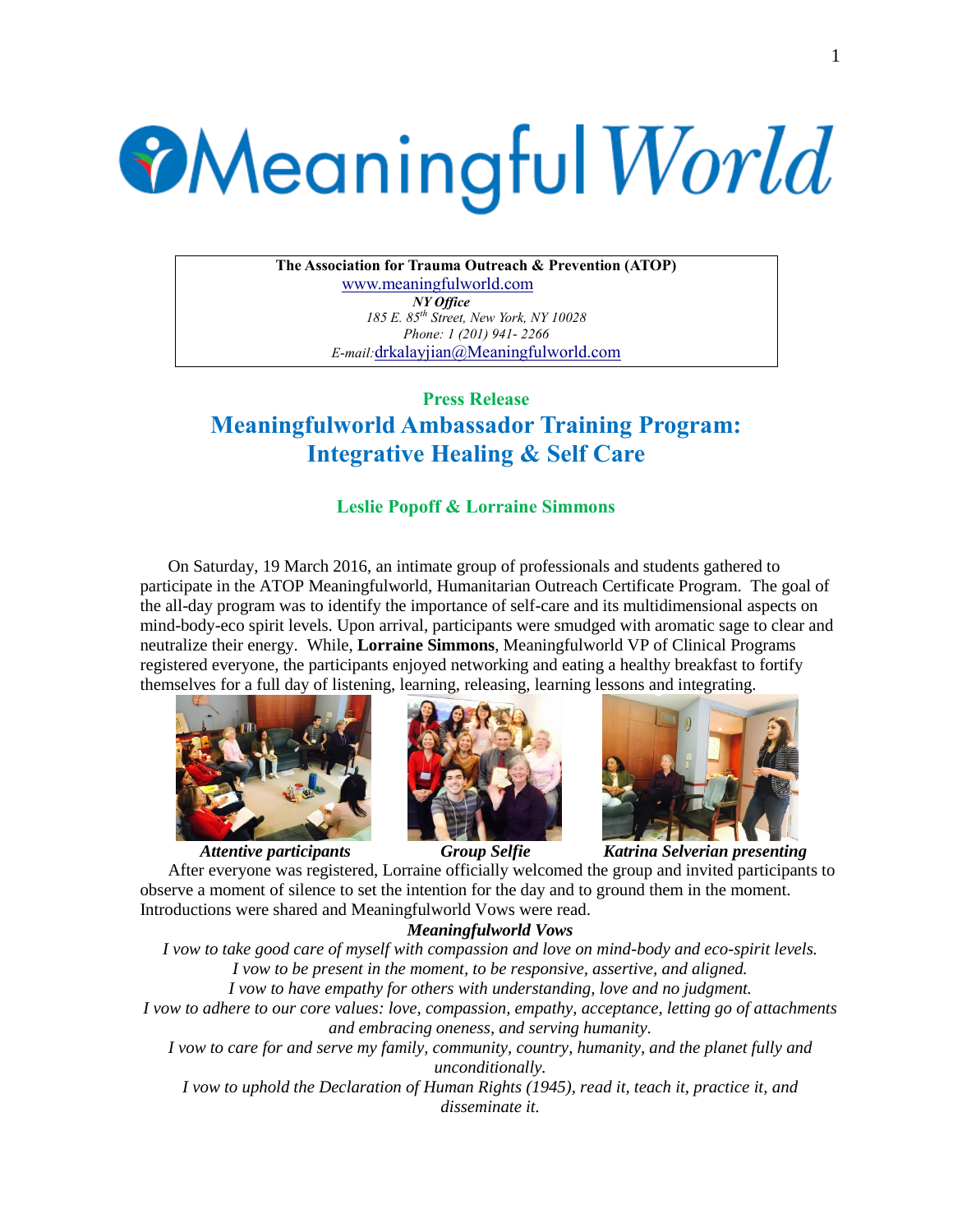# MeaningfulWorld

**The Association for Trauma Outreach & Prevention (ATOP)**
www.meaningfulworld.com
***NY Office***
*185 E. 85th Street, New York, NY 10028*
*Phone: 1 (201) 941- 2266*
*E-mail:* drkalayjian@Meaningfulworld.com

**Press Release**

## Meaningfulworld Ambassador Training Program: Integrative Healing & Self Care

**Leslie Popoff & Lorraine Simmons**

On Saturday, 19 March 2016, an intimate group of professionals and students gathered to participate in the ATOP Meaningfulworld, Humanitarian Outreach Certificate Program. The goal of the all-day program was to identify the importance of self-care and its multidimensional aspects on mind-body-eco spirit levels. Upon arrival, participants were smudged with aromatic sage to clear and neutralize their energy. While, **Lorraine Simmons**, Meaningfulworld VP of Clinical Programs registered everyone, the participants enjoyed networking and eating a healthy breakfast to fortify themselves for a full day of listening, learning, releasing, learning lessons and integrating.

***Attentive participants*** ***Group Selfie*** ***Katrina Selverian presenting***

After everyone was registered, Lorraine officially welcomed the group and invited participants to observe a moment of silence to set the intention for the day and to ground them in the moment. Introductions were shared and Meaningfulworld Vows were read.

***Meaningfulworld Vows***

*I vow to take good care of myself with compassion and love on mind-body and eco-spirit levels.*
*I vow to be present in the moment, to be responsive, assertive, and aligned.*
*I vow to have empathy for others with understanding, love and no judgment.*
*I vow to adhere to our core values: love, compassion, empathy, acceptance, letting go of attachments and embracing oneness, and serving humanity.*
*I vow to care for and serve my family, community, country, humanity, and the planet fully and unconditionally.*
*I vow to uphold the Declaration of Human Rights (1945), read it, teach it, practice it, and disseminate it.*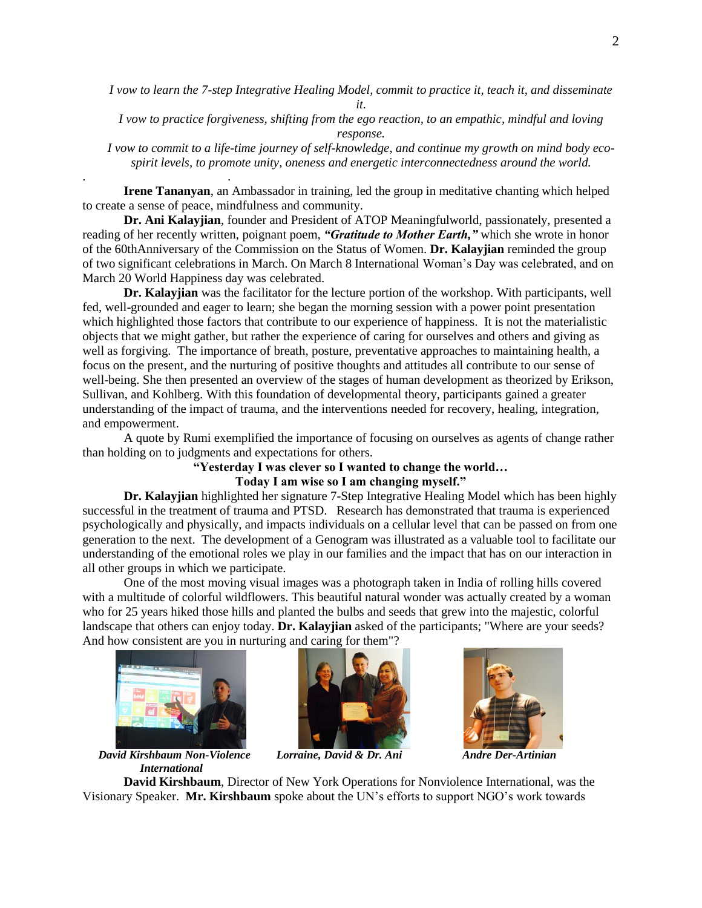*I vow to learn the 7-step Integrative Healing Model, commit to practice it, teach it, and disseminate it.*

*I vow to practice forgiveness, shifting from the ego reaction, to an empathic, mindful and loving response.*

*I vow to commit to a life-time journey of self-knowledge, and continue my growth on mind body eco-spirit levels, to promote unity, oneness and energetic interconnectedness around the world.*

**Irene Tananyan**, an Ambassador in training, led the group in meditative chanting which helped to create a sense of peace, mindfulness and community.

**Dr. Ani Kalayjian**, founder and President of ATOP Meaningfulworld, passionately, presented a reading of her recently written, poignant poem, ***"Gratitude to Mother Earth,"*** which she wrote in honor of the 60thAnniversary of the Commission on the Status of Women. **Dr. Kalayjian** reminded the group of two significant celebrations in March. On March 8 International Woman's Day was celebrated, and on March 20 World Happiness day was celebrated.

**Dr. Kalayjian** was the facilitator for the lecture portion of the workshop. With participants, well fed, well-grounded and eager to learn; she began the morning session with a power point presentation which highlighted those factors that contribute to our experience of happiness. It is not the materialistic objects that we might gather, but rather the experience of caring for ourselves and others and giving as well as forgiving. The importance of breath, posture, preventative approaches to maintaining health, a focus on the present, and the nurturing of positive thoughts and attitudes all contribute to our sense of well-being. She then presented an overview of the stages of human development as theorized by Erikson, Sullivan, and Kohlberg. With this foundation of developmental theory, participants gained a greater understanding of the impact of trauma, and the interventions needed for recovery, healing, integration, and empowerment.

A quote by Rumi exemplified the importance of focusing on ourselves as agents of change rather than holding on to judgments and expectations for others.

**"Yesterday I was clever so I wanted to change the world…**
**Today I am wise so I am changing myself."**

**Dr. Kalayjian** highlighted her signature 7-Step Integrative Healing Model which has been highly successful in the treatment of trauma and PTSD. Research has demonstrated that trauma is experienced psychologically and physically, and impacts individuals on a cellular level that can be passed on from one generation to the next. The development of a Genogram was illustrated as a valuable tool to facilitate our understanding of the emotional roles we play in our families and the impact that has on our interaction in all other groups in which we participate.

One of the most moving visual images was a photograph taken in India of rolling hills covered with a multitude of colorful wildflowers. This beautiful natural wonder was actually created by a woman who for 25 years hiked those hills and planted the bulbs and seeds that grew into the majestic, colorful landscape that others can enjoy today. **Dr. Kalayjian** asked of the participants; "Where are your seeds? And how consistent are you in nurturing and caring for them"?

***David Kirshbaum Non-Violence International***

***Lorraine, David & Dr. Ani***

***Andre Der-Artinian***

**David Kirshbaum**, Director of New York Operations for Nonviolence International, was the Visionary Speaker. **Mr. Kirshbaum** spoke about the UN's efforts to support NGO's work towards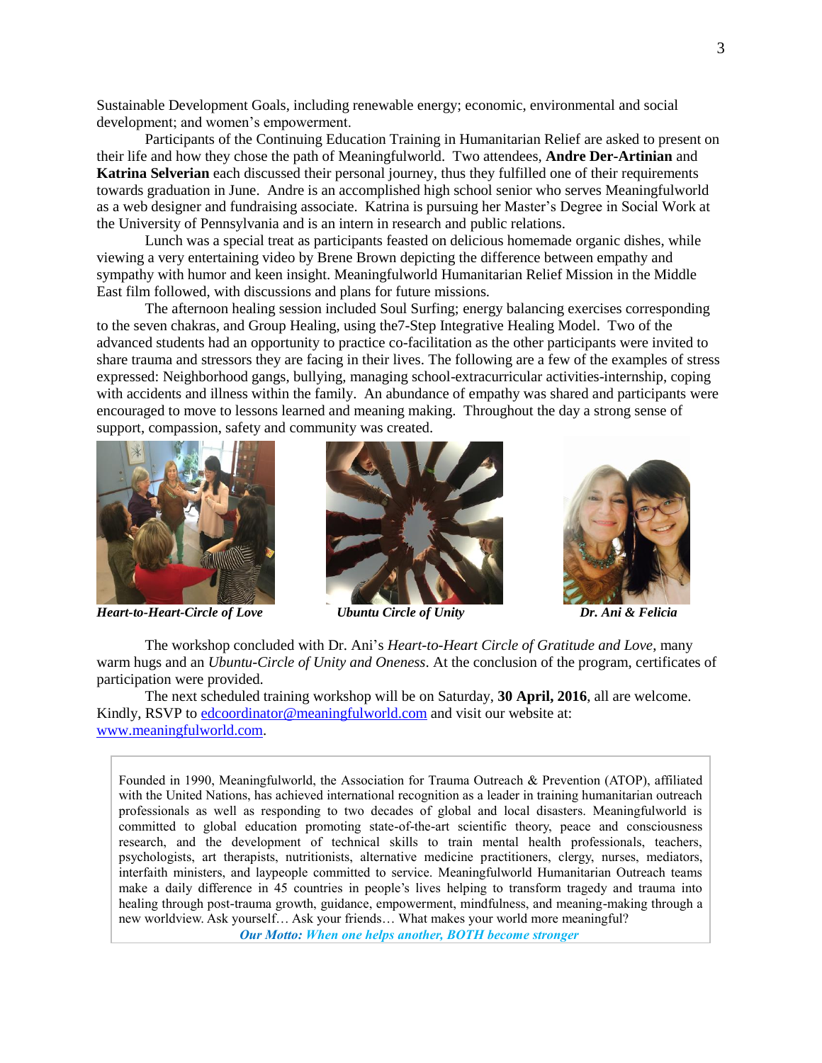Sustainable Development Goals, including renewable energy; economic, environmental and social development; and women's empowerment.

Participants of the Continuing Education Training in Humanitarian Relief are asked to present on their life and how they chose the path of Meaningfulworld. Two attendees, **Andre Der-Artinian** and **Katrina Selverian** each discussed their personal journey, thus they fulfilled one of their requirements towards graduation in June. Andre is an accomplished high school senior who serves Meaningfulworld as a web designer and fundraising associate. Katrina is pursuing her Master's Degree in Social Work at the University of Pennsylvania and is an intern in research and public relations.

Lunch was a special treat as participants feasted on delicious homemade organic dishes, while viewing a very entertaining video by Brene Brown depicting the difference between empathy and sympathy with humor and keen insight. Meaningfulworld Humanitarian Relief Mission in the Middle East film followed, with discussions and plans for future missions.

The afternoon healing session included Soul Surfing; energy balancing exercises corresponding to the seven chakras, and Group Healing, using the7-Step Integrative Healing Model. Two of the advanced students had an opportunity to practice co-facilitation as the other participants were invited to share trauma and stressors they are facing in their lives. The following are a few of the examples of stress expressed: Neighborhood gangs, bullying, managing school-extracurricular activities-internship, coping with accidents and illness within the family. An abundance of empathy was shared and participants were encouraged to move to lessons learned and meaning making. Throughout the day a strong sense of support, compassion, safety and community was created.

***Heart-to-Heart-Circle of Love*** ***Ubuntu Circle of Unity*** ***Dr. Ani & Felicia***

The workshop concluded with Dr. Ani's *Heart-to-Heart Circle of Gratitude and Love*, many warm hugs and an *Ubuntu-Circle of Unity and Oneness*. At the conclusion of the program, certificates of participation were provided.

The next scheduled training workshop will be on Saturday, **30 April, 2016**, all are welcome. Kindly, RSVP to edcoordinator@meaningfulworld.com and visit our website at: www.meaningfulworld.com.

Founded in 1990, Meaningfulworld, the Association for Trauma Outreach & Prevention (ATOP), affiliated with the United Nations, has achieved international recognition as a leader in training humanitarian outreach professionals as well as responding to two decades of global and local disasters. Meaningfulworld is committed to global education promoting state-of-the-art scientific theory, peace and consciousness research, and the development of technical skills to train mental health professionals, teachers, psychologists, art therapists, nutritionists, alternative medicine practitioners, clergy, nurses, mediators, interfaith ministers, and laypeople committed to service. Meaningfulworld Humanitarian Outreach teams make a daily difference in 45 countries in people's lives helping to transform tragedy and trauma into healing through post-trauma growth, guidance, empowerment, mindfulness, and meaning-making through a new worldview. Ask yourself… Ask your friends… What makes your world more meaningful?

***Our Motto: When one helps another, BOTH become stronger***